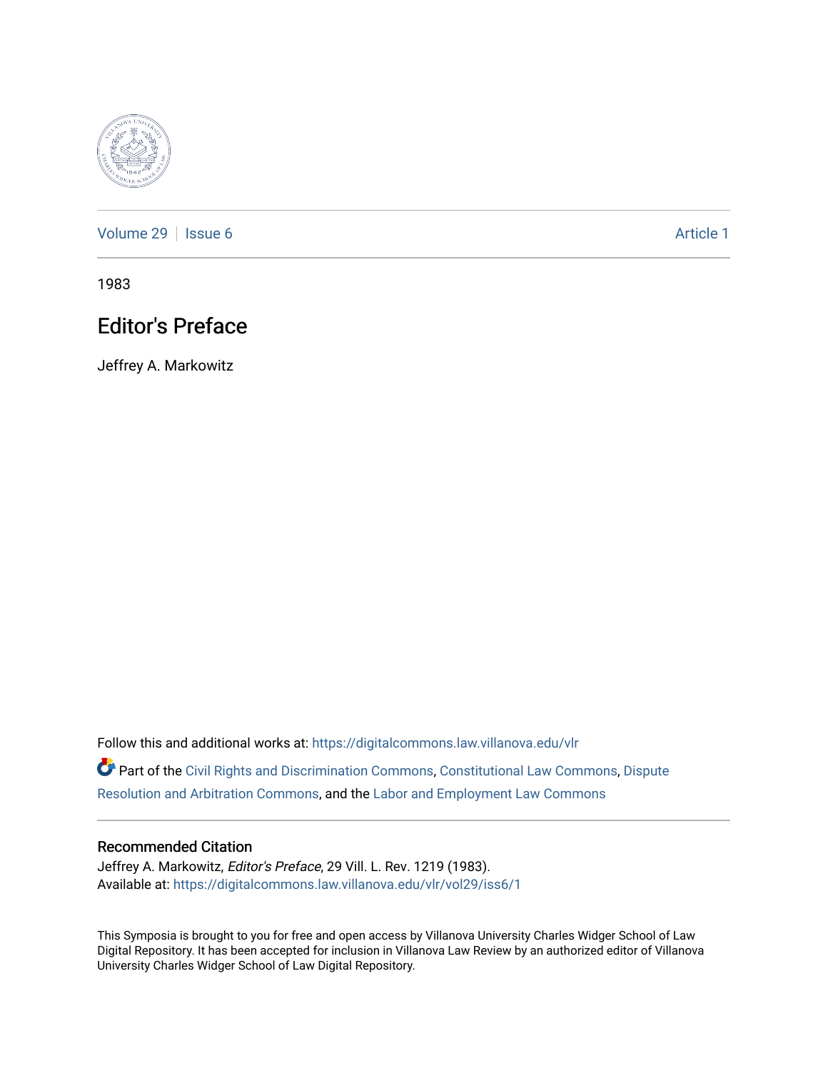Volume 29 | Issue 6 Article 1

1983

# Editor's Preface

Jeffrey A. Markowitz

Follow this and additional works at: https://digitalcommons.law.villanova.edu/vlr

Part of the Civil Rights and Discrimination Commons, Constitutional Law Commons, Dispute Resolution and Arbitration Commons, and the Labor and Employment Law Commons

## Recommended Citation

Jeffrey A. Markowitz, *Editor's Preface*, 29 Vill. L. Rev. 1219 (1983).
Available at: https://digitalcommons.law.villanova.edu/vlr/vol29/iss6/1

This Symposia is brought to you for free and open access by Villanova University Charles Widger School of Law Digital Repository. It has been accepted for inclusion in Villanova Law Review by an authorized editor of Villanova University Charles Widger School of Law Digital Repository.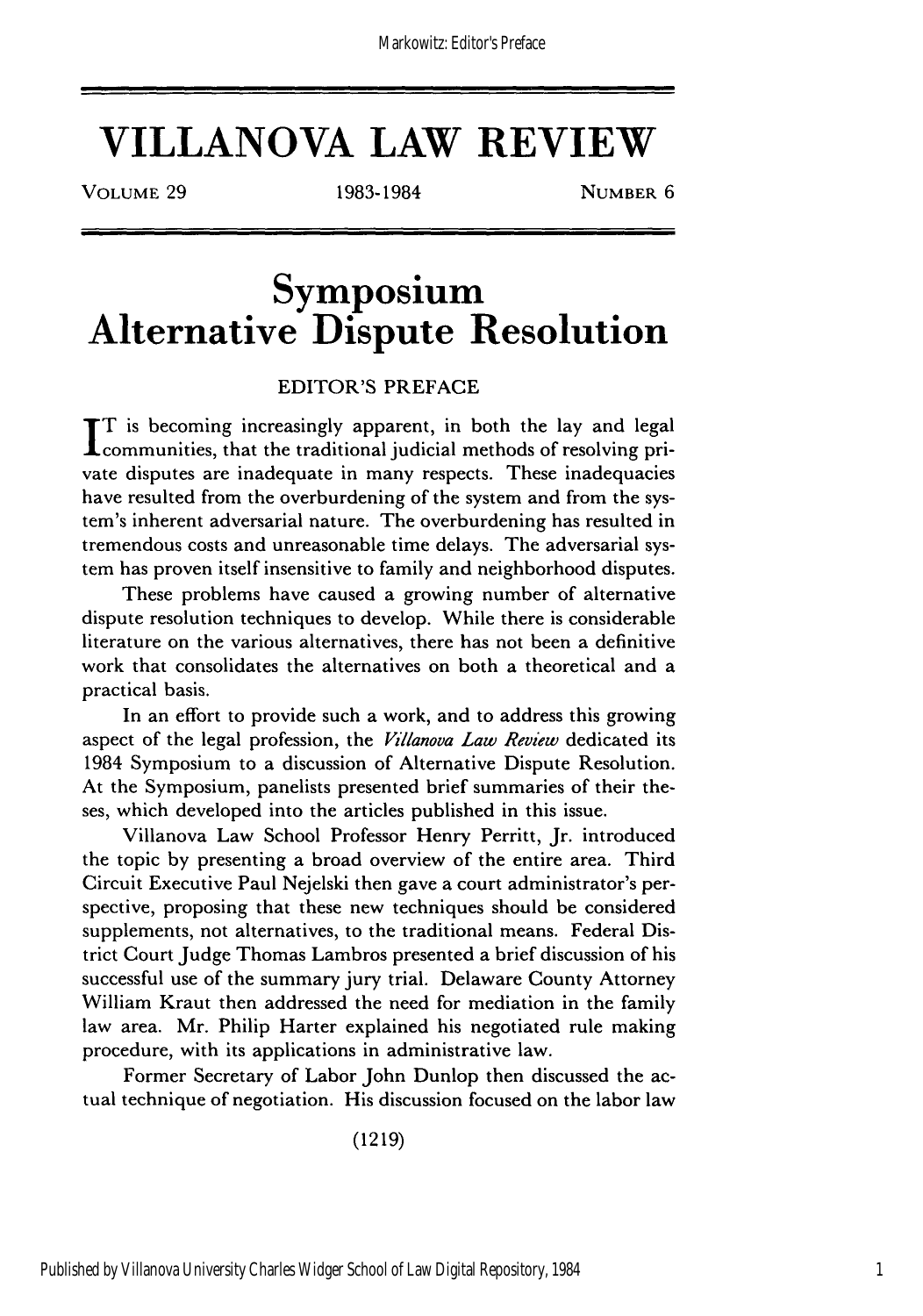# VILLANOVA LAW REVIEW

VOLUME 29 | 1983-1984 | NUMBER 6

# Symposium
# Alternative Dispute Resolution

## EDITOR'S PREFACE

IT is becoming increasingly apparent, in both the lay and legal communities, that the traditional judicial methods of resolving private disputes are inadequate in many respects. These inadequacies have resulted from the overburdening of the system and from the system's inherent adversarial nature. The overburdening has resulted in tremendous costs and unreasonable time delays. The adversarial system has proven itself insensitive to family and neighborhood disputes.

These problems have caused a growing number of alternative dispute resolution techniques to develop. While there is considerable literature on the various alternatives, there has not been a definitive work that consolidates the alternatives on both a theoretical and a practical basis.

In an effort to provide such a work, and to address this growing aspect of the legal profession, the *Villanova Law Review* dedicated its 1984 Symposium to a discussion of Alternative Dispute Resolution. At the Symposium, panelists presented brief summaries of their theses, which developed into the articles published in this issue.

Villanova Law School Professor Henry Perritt, Jr. introduced the topic by presenting a broad overview of the entire area. Third Circuit Executive Paul Nejelski then gave a court administrator's perspective, proposing that these new techniques should be considered supplements, not alternatives, to the traditional means. Federal District Court Judge Thomas Lambros presented a brief discussion of his successful use of the summary jury trial. Delaware County Attorney William Kraut then addressed the need for mediation in the family law area. Mr. Philip Harter explained his negotiated rule making procedure, with its applications in administrative law.

Former Secretary of Labor John Dunlop then discussed the actual technique of negotiation. His discussion focused on the labor law

(1219)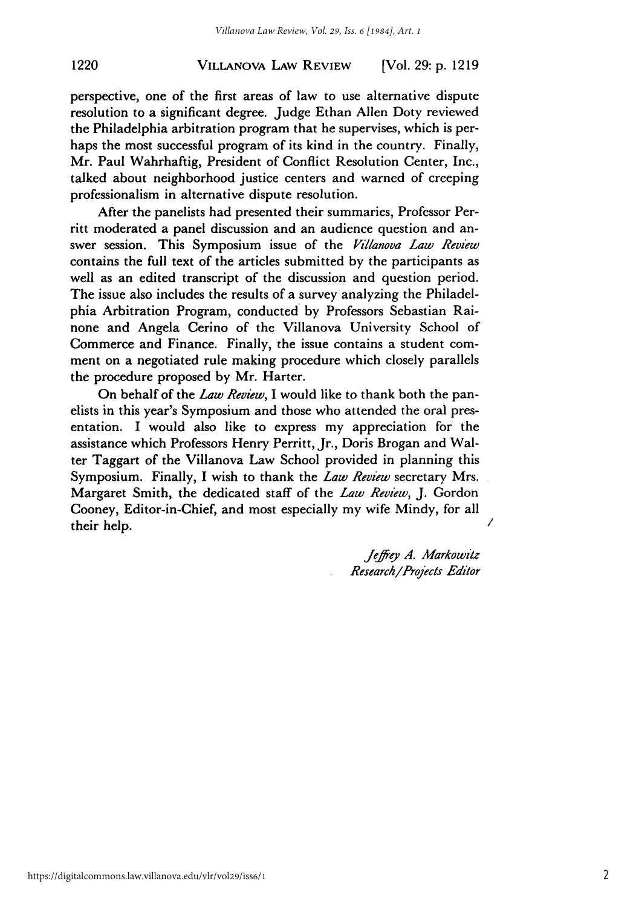perspective, one of the first areas of law to use alternative dispute resolution to a significant degree. Judge Ethan Allen Doty reviewed the Philadelphia arbitration program that he supervises, which is perhaps the most successful program of its kind in the country. Finally, Mr. Paul Wahrhaftig, President of Conflict Resolution Center, Inc., talked about neighborhood justice centers and warned of creeping professionalism in alternative dispute resolution.

After the panelists had presented their summaries, Professor Perritt moderated a panel discussion and an audience question and answer session. This Symposium issue of the *Villanova Law Review* contains the full text of the articles submitted by the participants as well as an edited transcript of the discussion and question period. The issue also includes the results of a survey analyzing the Philadelphia Arbitration Program, conducted by Professors Sebastian Rainone and Angela Cerino of the Villanova University School of Commerce and Finance. Finally, the issue contains a student comment on a negotiated rule making procedure which closely parallels the procedure proposed by Mr. Harter.

On behalf of the *Law Review*, I would like to thank both the panelists in this year's Symposium and those who attended the oral presentation. I would also like to express my appreciation for the assistance which Professors Henry Perritt, Jr., Doris Brogan and Walter Taggart of the Villanova Law School provided in planning this Symposium. Finally, I wish to thank the *Law Review* secretary Mrs. Margaret Smith, the dedicated staff of the *Law Review*, J. Gordon Cooney, Editor-in-Chief, and most especially my wife Mindy, for all their help.

*Jeffrey A. Markowitz*
*Research/Projects Editor*